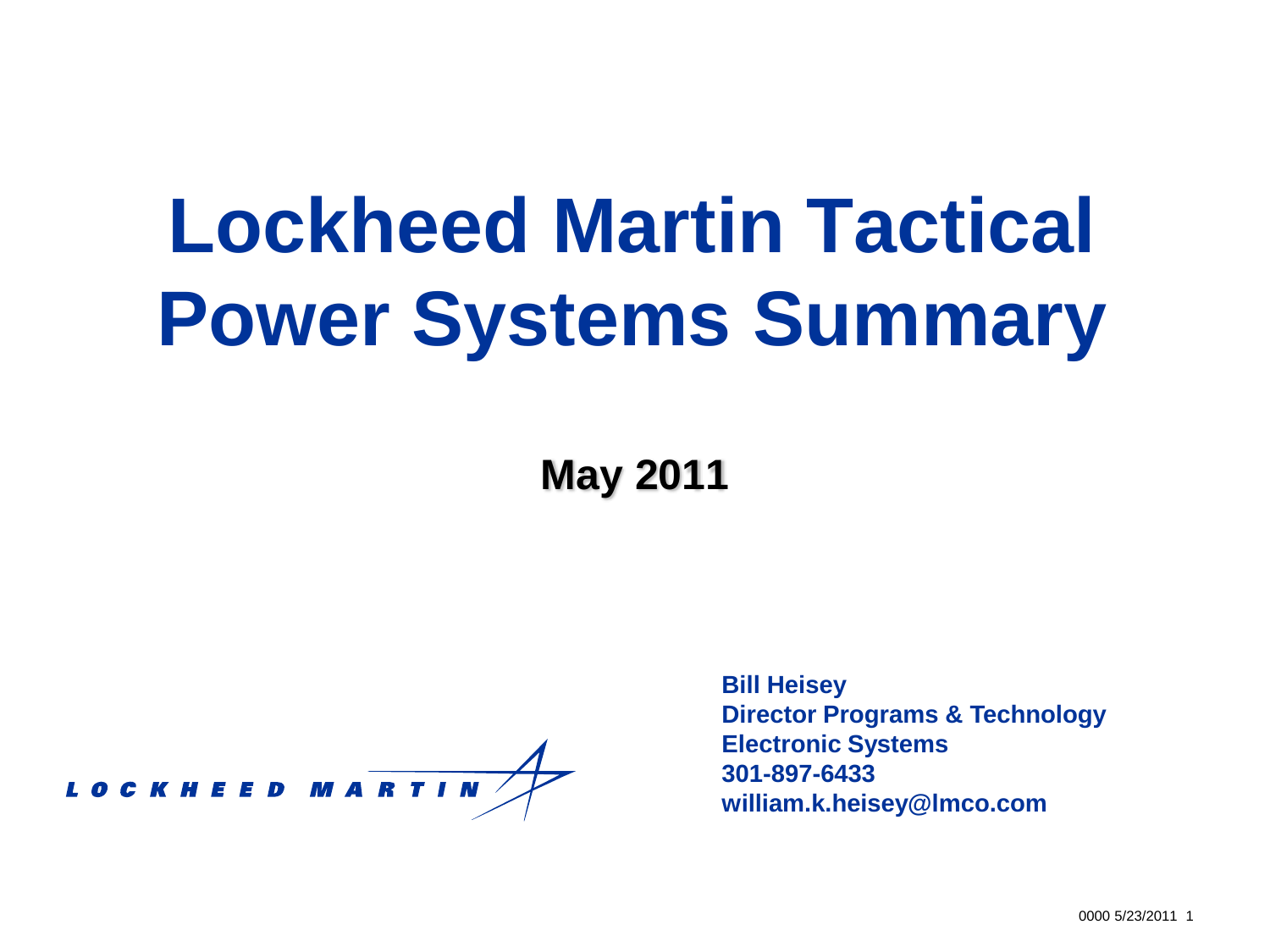# Lockheed Martin Tactical Power Systems Summary

**May 2011**

LOCKHEED MARTIN

**Bill Heisey**
**Director Programs & Technology**
**Electronic Systems**
**301-897-6433**
**william.k.heisey@lmco.com**

0000 5/23/2011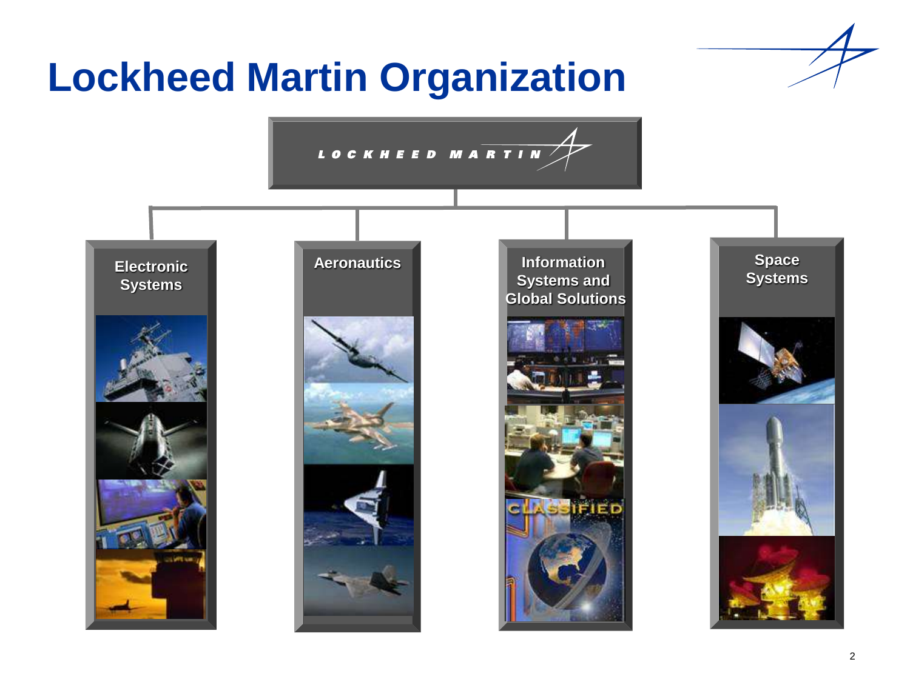# Lockheed Martin Organization

LOCKHEED MARTIN

- Electronic Systems
- Aeronautics
- Information Systems and Global Solutions
- Space Systems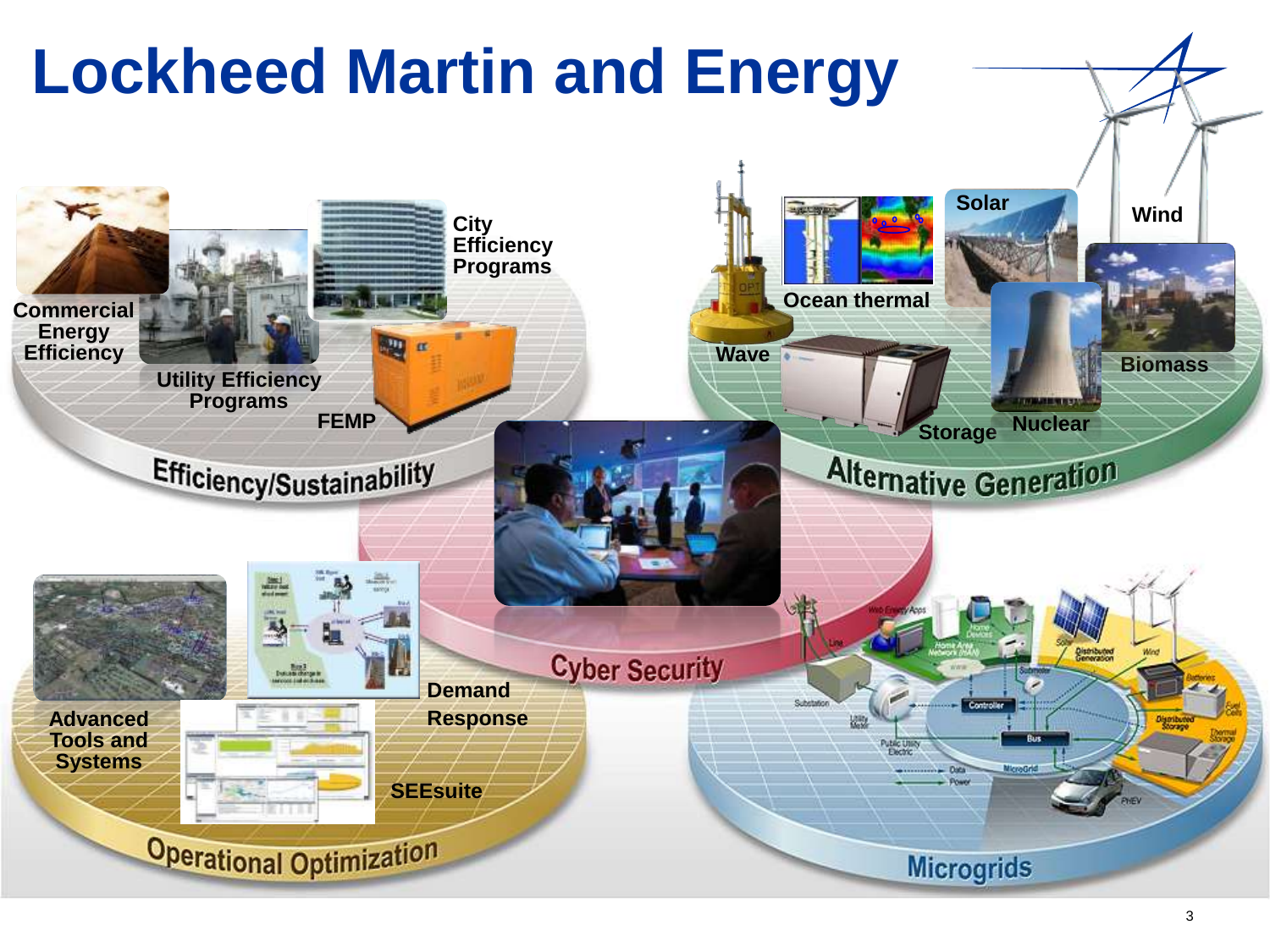# Lockheed Martin and Energy

## Efficiency/Sustainability

- Commercial Energy Efficiency
- Utility Efficiency Programs
- City Efficiency Programs
- FEMP

## Alternative Generation

- Wave
- Ocean thermal
- Solar
- Wind
- Biomass
- Storage
- Nuclear

## Cyber Security

## Operational Optimization

- Advanced Tools and Systems
- Demand Response
- SEEsuite

## Microgrids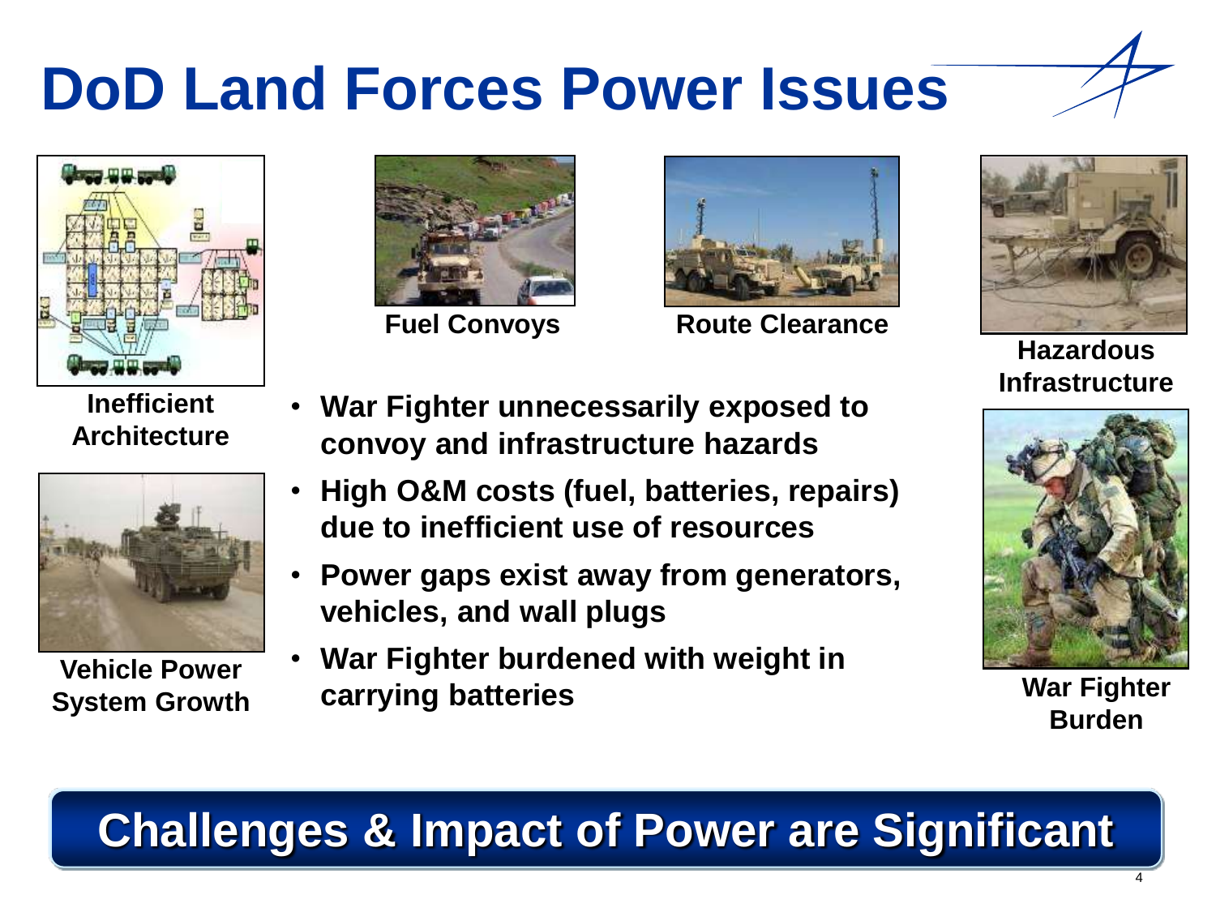# DoD Land Forces Power Issues

Inefficient Architecture

Fuel Convoys

Route Clearance

Hazardous Infrastructure

Vehicle Power System Growth

War Fighter Burden

- **War Fighter unnecessarily exposed to convoy and infrastructure hazards**
- **High O&M costs (fuel, batteries, repairs) due to inefficient use of resources**
- **Power gaps exist away from generators, vehicles, and wall plugs**
- **War Fighter burdened with weight in carrying batteries**

**Challenges & Impact of Power are Significant**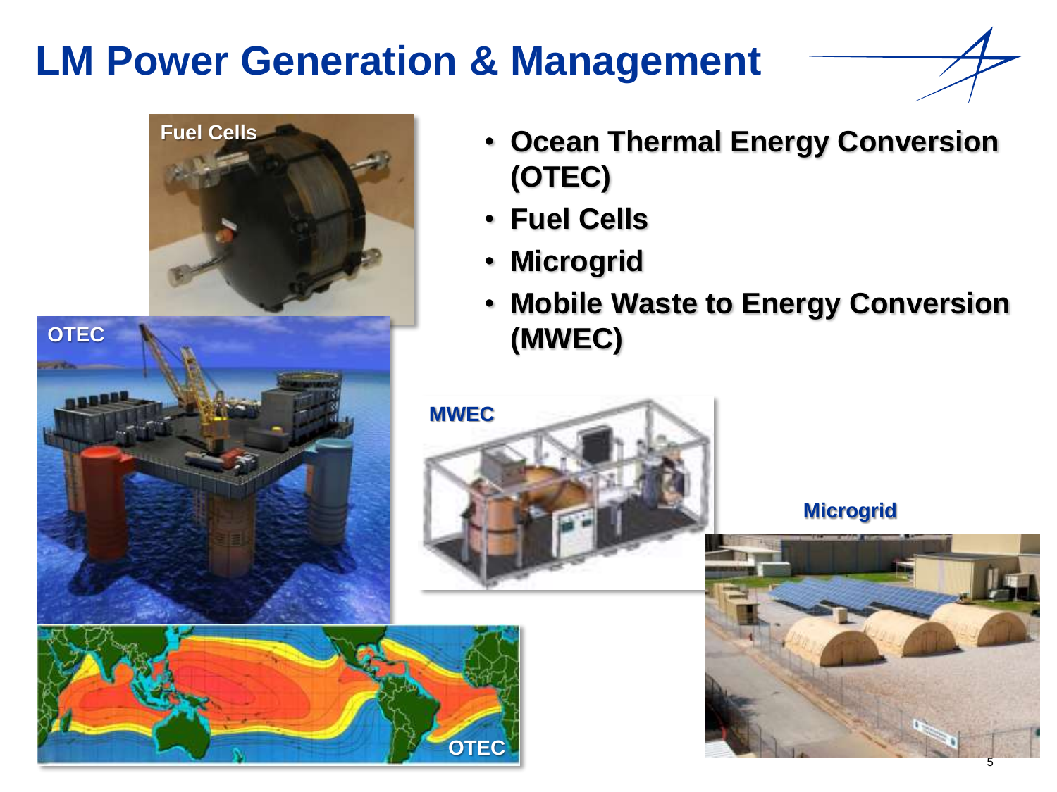# LM Power Generation & Management

- Ocean Thermal Energy Conversion (OTEC)
- Fuel Cells
- Microgrid
- Mobile Waste to Energy Conversion (MWEC)

Fuel Cells

OTEC

MWEC

Microgrid

OTEC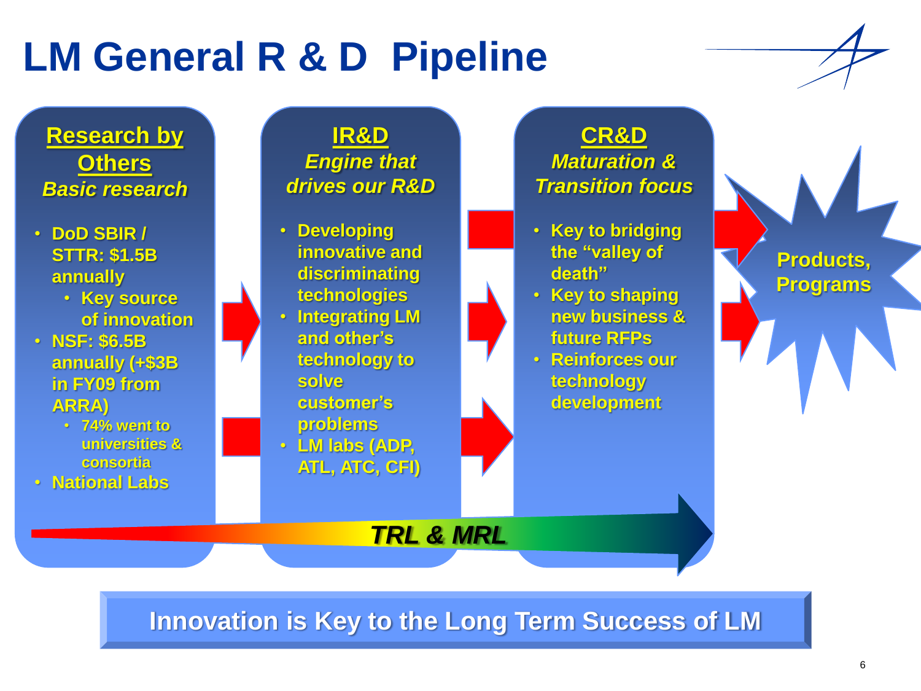# LM General R & D Pipeline

## Research by Others

***Basic research***

- DoD SBIR / STTR: $1.5B annually
  - Key source of innovation
- NSF: $6.5B annually (+$3B in FY09 from ARRA)
  - 74% went to universities & consortia
- National Labs

## IR&D

***Engine that drives our R&D***

- Developing innovative and discriminating technologies
- Integrating LM and other's technology to solve customer's problems
- LM labs (ADP, ATL, ATC, CFI)

## CR&D

***Maturation & Transition focus***

- Key to bridging the "valley of death"
- Key to shaping new business & future RFPs
- Reinforces our technology development

**Products, Programs**

***TRL & MRL***

**Innovation is Key to the Long Term Success of LM**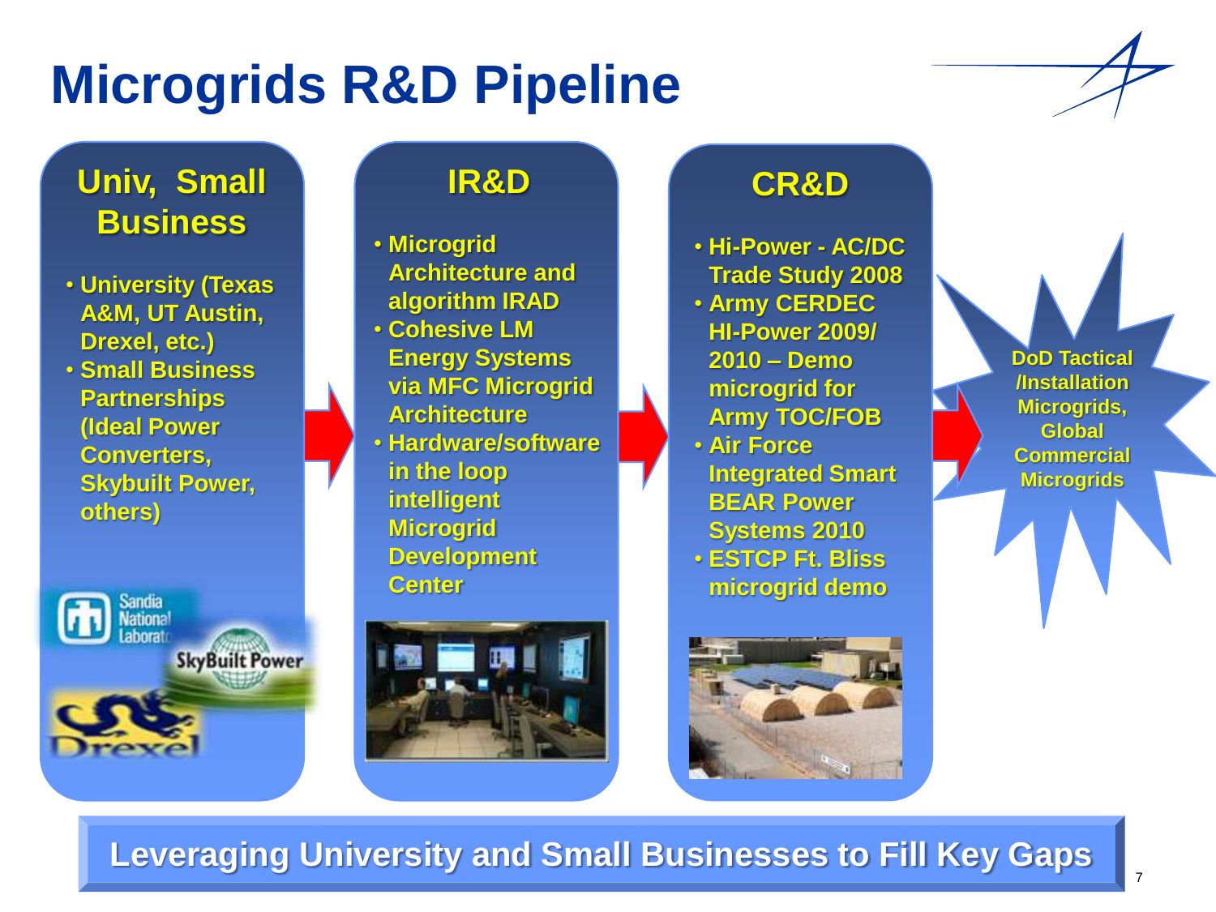# Microgrids R&D Pipeline

## Univ, Small Business

- University (Texas A&M, UT Austin, Drexel, etc.)
- Small Business Partnerships (Ideal Power Converters, Skybuilt Power, others)

## IR&D

- Microgrid Architecture and algorithm IRAD
- Cohesive LM Energy Systems via MFC Microgrid Architecture
- Hardware/software in the loop intelligent Microgrid Development Center

## CR&D

- Hi-Power - AC/DC Trade Study 2008
- Army CERDEC HI-Power 2009/ 2010 – Demo microgrid for Army TOC/FOB
- Air Force Integrated Smart BEAR Power Systems 2010
- ESTCP Ft. Bliss microgrid demo

**DoD Tactical /Installation Microgrids, Global Commercial Microgrids**

**Leveraging University and Small Businesses to Fill Key Gaps**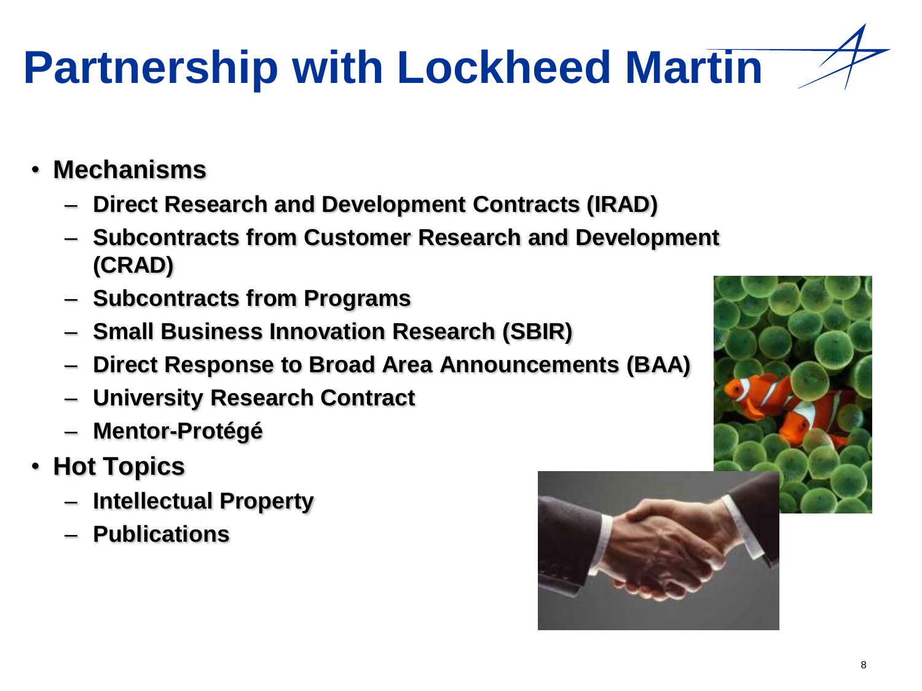# Partnership with Lockheed Martin

- **Mechanisms**
  - **Direct Research and Development Contracts (IRAD)**
  - **Subcontracts from Customer Research and Development (CRAD)**
  - **Subcontracts from Programs**
  - **Small Business Innovation Research (SBIR)**
  - **Direct Response to Broad Area Announcements (BAA)**
  - **University Research Contract**
  - **Mentor-Protégé**
- **Hot Topics**
  - **Intellectual Property**
  - **Publications**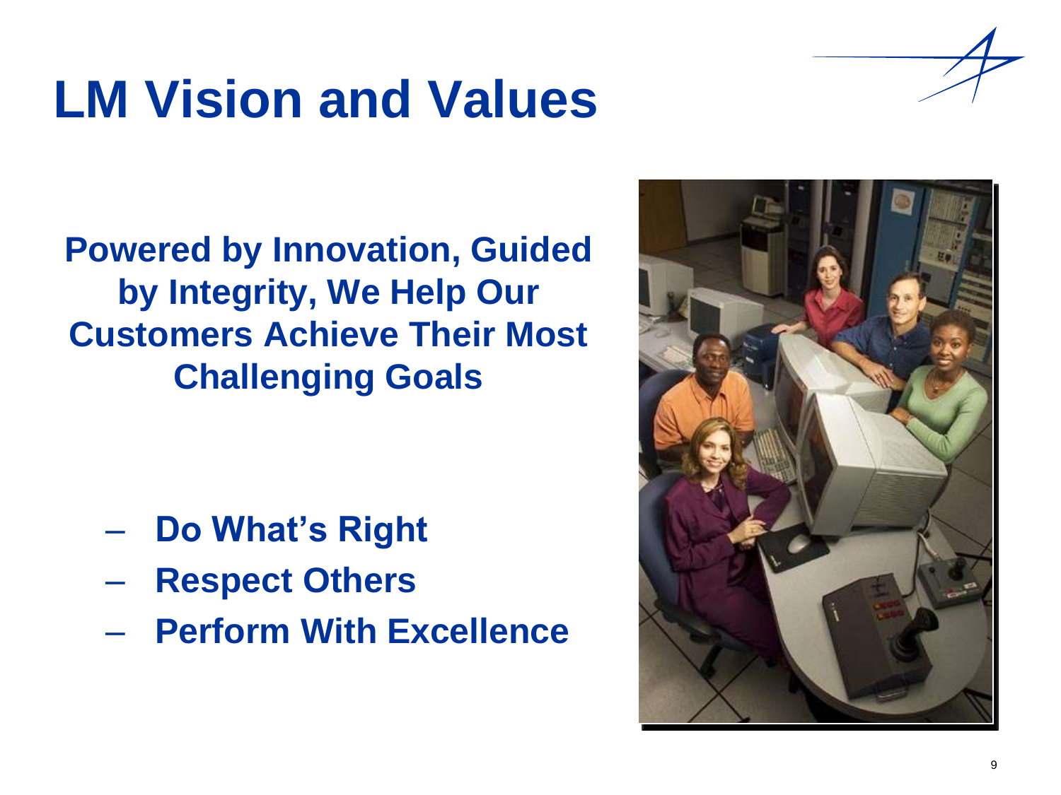# LM Vision and Values

**Powered by Innovation, Guided by Integrity, We Help Our Customers Achieve Their Most Challenging Goals**

- **Do What's Right**
- **Respect Others**
- **Perform With Excellence**